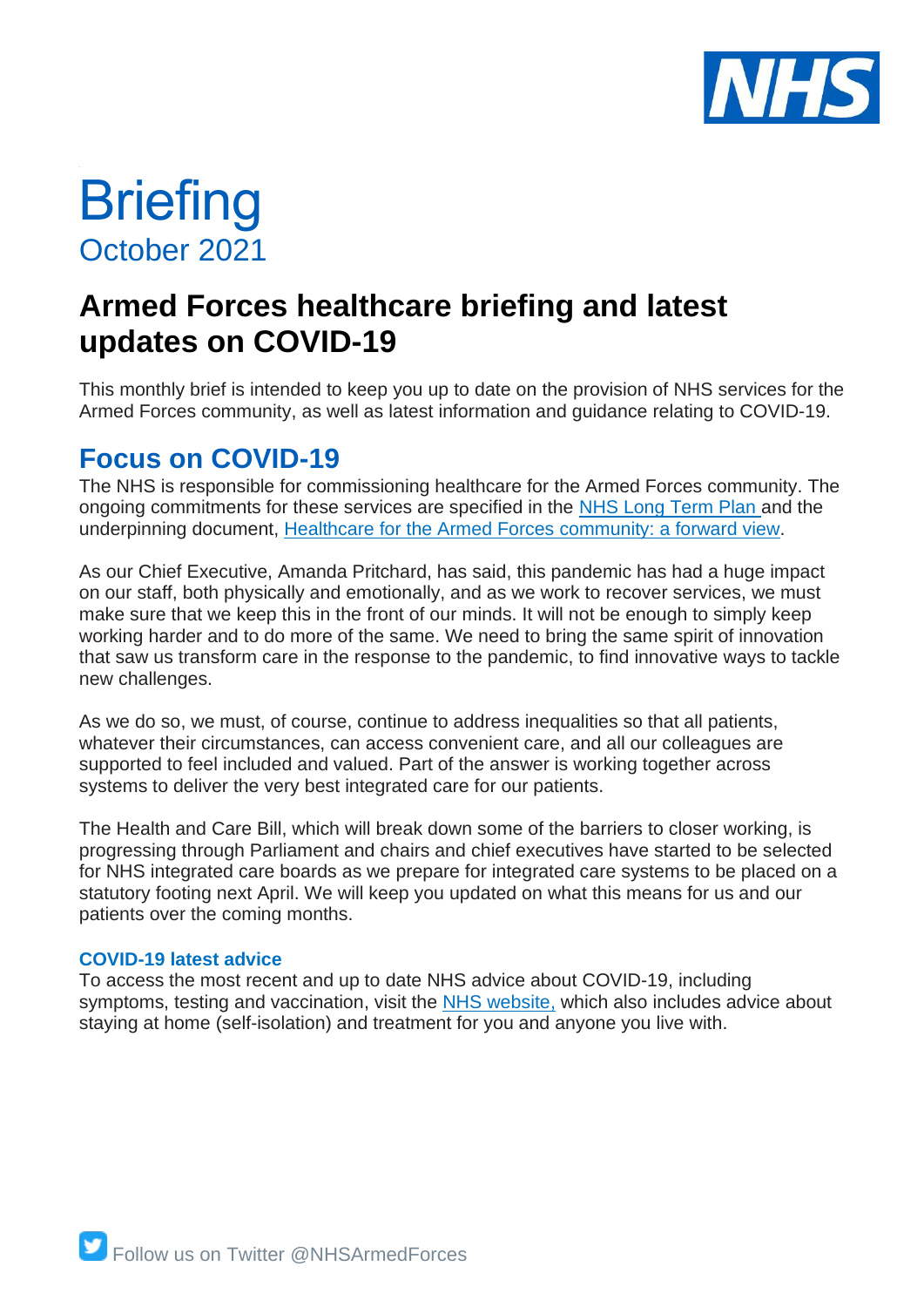# Briefing

October 2021

## Armed Forces healthcare briefing and latest updates on COVID-19

This monthly brief is intended to keep you up to date on the provision of NHS services for the Armed Forces community, as well as latest information and guidance relating to COVID-19.

## Focus on COVID-19

The NHS is responsible for commissioning healthcare for the Armed Forces community. The ongoing commitments for these services are specified in the NHS Long Term Plan and the underpinning document, Healthcare for the Armed Forces community: a forward view.

As our Chief Executive, Amanda Pritchard, has said, this pandemic has had a huge impact on our staff, both physically and emotionally, and as we work to recover services, we must make sure that we keep this in the front of our minds. It will not be enough to simply keep working harder and to do more of the same. We need to bring the same spirit of innovation that saw us transform care in the response to the pandemic, to find innovative ways to tackle new challenges.

As we do so, we must, of course, continue to address inequalities so that all patients, whatever their circumstances, can access convenient care, and all our colleagues are supported to feel included and valued. Part of the answer is working together across systems to deliver the very best integrated care for our patients.

The Health and Care Bill, which will break down some of the barriers to closer working, is progressing through Parliament and chairs and chief executives have started to be selected for NHS integrated care boards as we prepare for integrated care systems to be placed on a statutory footing next April. We will keep you updated on what this means for us and our patients over the coming months.

### COVID-19 latest advice

To access the most recent and up to date NHS advice about COVID-19, including symptoms, testing and vaccination, visit the NHS website, which also includes advice about staying at home (self-isolation) and treatment for you and anyone you live with.

Follow us on Twitter @NHSArmedForces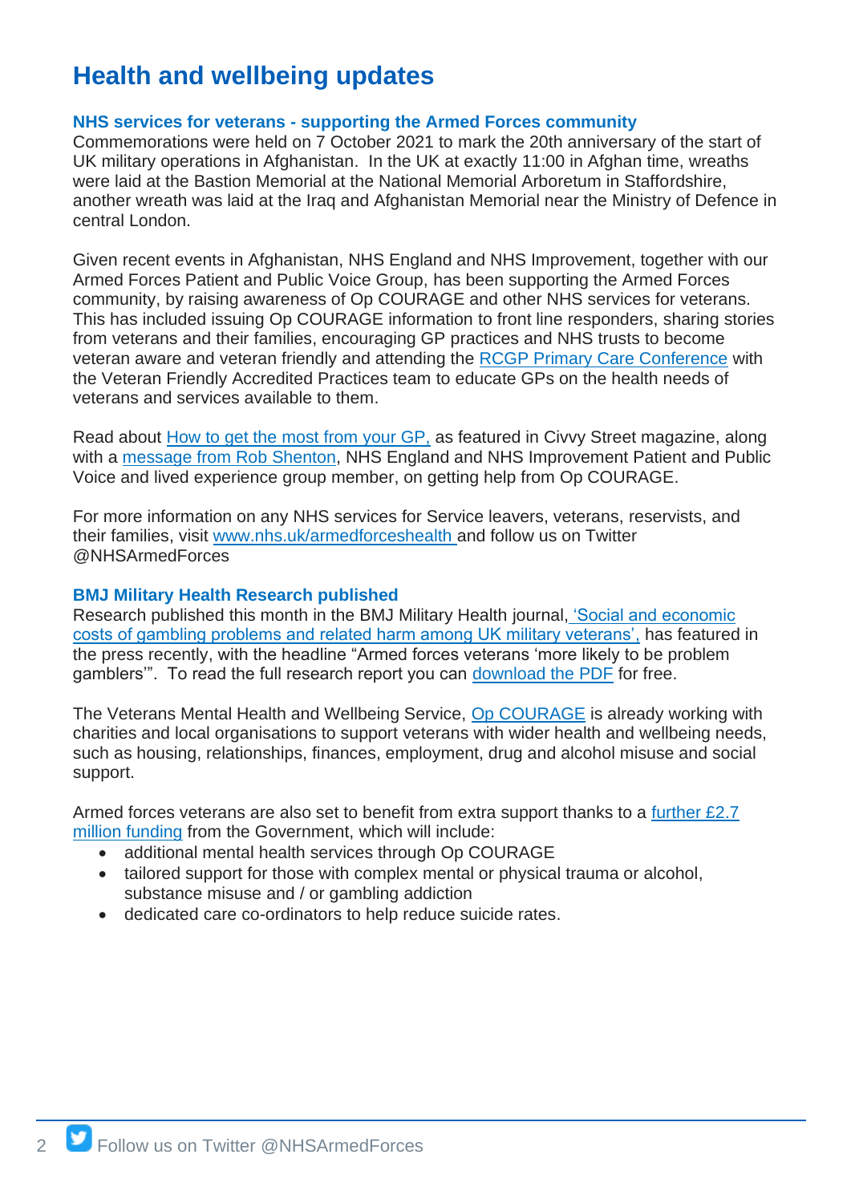# Health and wellbeing updates

### NHS services for veterans - supporting the Armed Forces community

Commemorations were held on 7 October 2021 to mark the 20th anniversary of the start of UK military operations in Afghanistan. In the UK at exactly 11:00 in Afghan time, wreaths were laid at the Bastion Memorial at the National Memorial Arboretum in Staffordshire, another wreath was laid at the Iraq and Afghanistan Memorial near the Ministry of Defence in central London.

Given recent events in Afghanistan, NHS England and NHS Improvement, together with our Armed Forces Patient and Public Voice Group, has been supporting the Armed Forces community, by raising awareness of Op COURAGE and other NHS services for veterans. This has included issuing Op COURAGE information to front line responders, sharing stories from veterans and their families, encouraging GP practices and NHS trusts to become veteran aware and veteran friendly and attending the RCGP Primary Care Conference with the Veteran Friendly Accredited Practices team to educate GPs on the health needs of veterans and services available to them.

Read about How to get the most from your GP, as featured in Civvy Street magazine, along with a message from Rob Shenton, NHS England and NHS Improvement Patient and Public Voice and lived experience group member, on getting help from Op COURAGE.

For more information on any NHS services for Service leavers, veterans, reservists, and their families, visit www.nhs.uk/armedforceshealth and follow us on Twitter @NHSArmedForces

### BMJ Military Health Research published

Research published this month in the BMJ Military Health journal, 'Social and economic costs of gambling problems and related harm among UK military veterans', has featured in the press recently, with the headline "Armed forces veterans 'more likely to be problem gamblers'". To read the full research report you can download the PDF for free.

The Veterans Mental Health and Wellbeing Service, Op COURAGE is already working with charities and local organisations to support veterans with wider health and wellbeing needs, such as housing, relationships, finances, employment, drug and alcohol misuse and social support.

Armed forces veterans are also set to benefit from extra support thanks to a further £2.7 million funding from the Government, which will include:

- additional mental health services through Op COURAGE
- tailored support for those with complex mental or physical trauma or alcohol, substance misuse and / or gambling addiction
- dedicated care co-ordinators to help reduce suicide rates.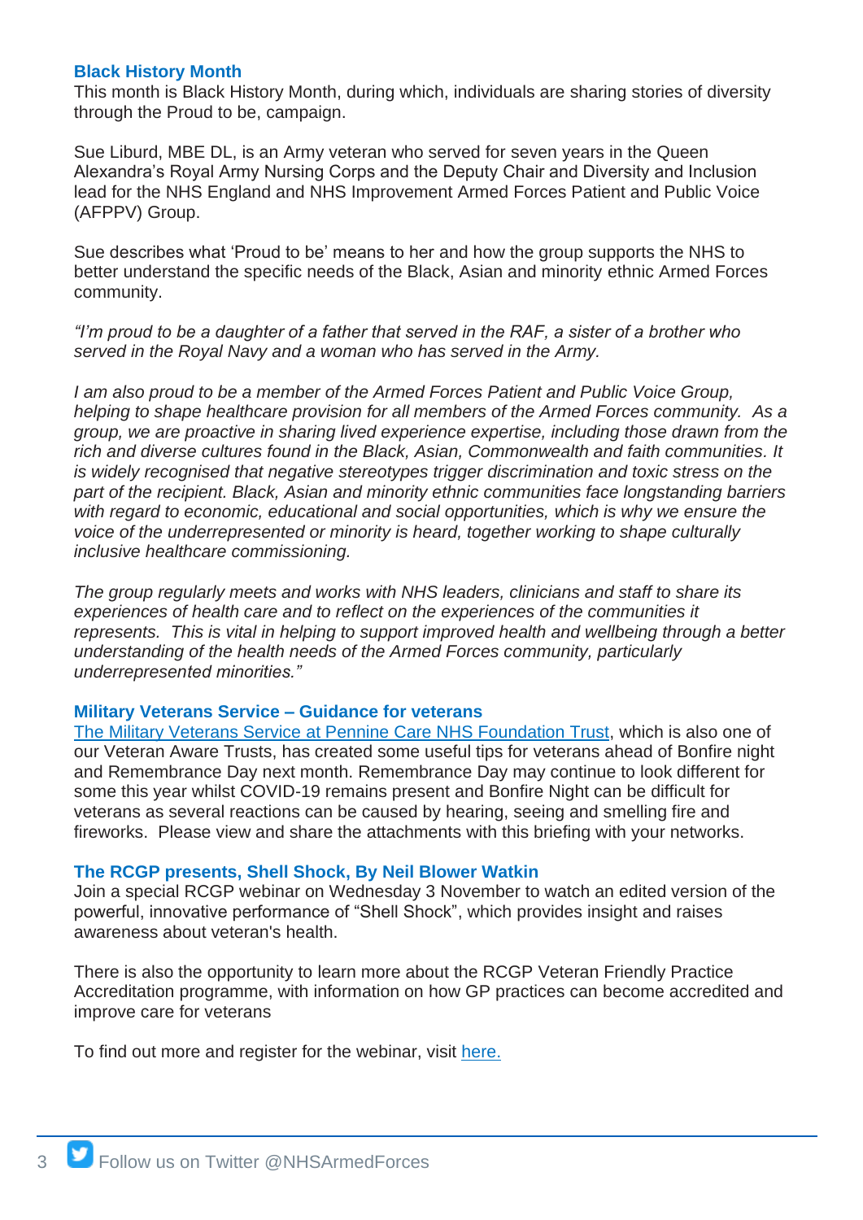## Black History Month

This month is Black History Month, during which, individuals are sharing stories of diversity through the Proud to be, campaign.

Sue Liburd, MBE DL, is an Army veteran who served for seven years in the Queen Alexandra's Royal Army Nursing Corps and the Deputy Chair and Diversity and Inclusion lead for the NHS England and NHS Improvement Armed Forces Patient and Public Voice (AFPPV) Group.

Sue describes what 'Proud to be' means to her and how the group supports the NHS to better understand the specific needs of the Black, Asian and minority ethnic Armed Forces community.

*"I'm proud to be a daughter of a father that served in the RAF, a sister of a brother who served in the Royal Navy and a woman who has served in the Army.*

*I am also proud to be a member of the Armed Forces Patient and Public Voice Group, helping to shape healthcare provision for all members of the Armed Forces community. As a group, we are proactive in sharing lived experience expertise, including those drawn from the rich and diverse cultures found in the Black, Asian, Commonwealth and faith communities. It is widely recognised that negative stereotypes trigger discrimination and toxic stress on the part of the recipient. Black, Asian and minority ethnic communities face longstanding barriers with regard to economic, educational and social opportunities, which is why we ensure the voice of the underrepresented or minority is heard, together working to shape culturally inclusive healthcare commissioning.*

*The group regularly meets and works with NHS leaders, clinicians and staff to share its experiences of health care and to reflect on the experiences of the communities it represents. This is vital in helping to support improved health and wellbeing through a better understanding of the health needs of the Armed Forces community, particularly underrepresented minorities."*

## Military Veterans Service – Guidance for veterans

[The Military Veterans Service at Pennine Care NHS Foundation Trust](), which is also one of our Veteran Aware Trusts, has created some useful tips for veterans ahead of Bonfire night and Remembrance Day next month. Remembrance Day may continue to look different for some this year whilst COVID-19 remains present and Bonfire Night can be difficult for veterans as several reactions can be caused by hearing, seeing and smelling fire and fireworks. Please view and share the attachments with this briefing with your networks.

## The RCGP presents, Shell Shock, By Neil Blower Watkin

Join a special RCGP webinar on Wednesday 3 November to watch an edited version of the powerful, innovative performance of "Shell Shock", which provides insight and raises awareness about veteran's health.

There is also the opportunity to learn more about the RCGP Veteran Friendly Practice Accreditation programme, with information on how GP practices can become accredited and improve care for veterans

To find out more and register for the webinar, visit [here.]()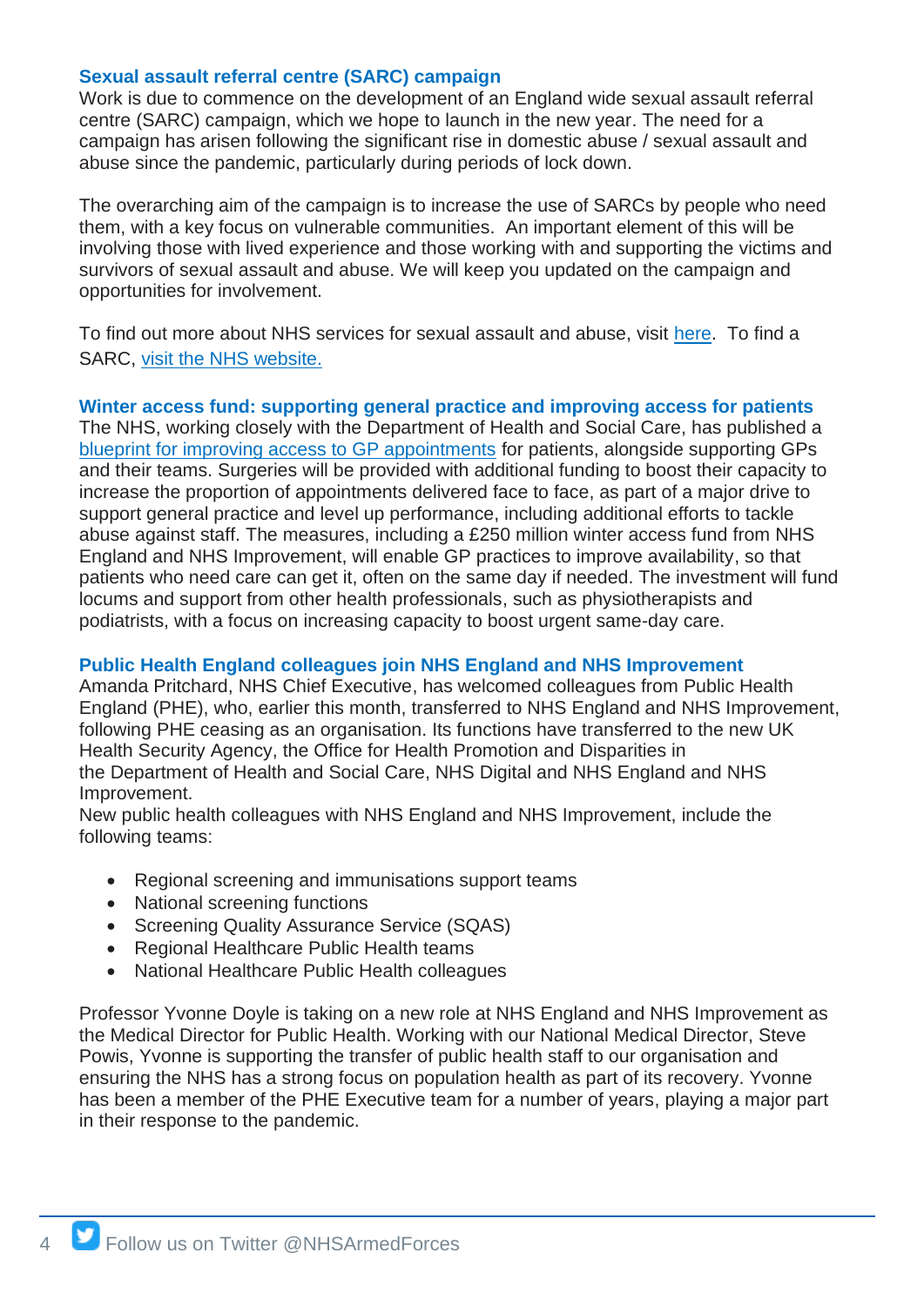### Sexual assault referral centre (SARC) campaign

Work is due to commence on the development of an England wide sexual assault referral centre (SARC) campaign, which we hope to launch in the new year. The need for a campaign has arisen following the significant rise in domestic abuse / sexual assault and abuse since the pandemic, particularly during periods of lock down.

The overarching aim of the campaign is to increase the use of SARCs by people who need them, with a key focus on vulnerable communities. An important element of this will be involving those with lived experience and those working with and supporting the victims and survivors of sexual assault and abuse. We will keep you updated on the campaign and opportunities for involvement.

To find out more about NHS services for sexual assault and abuse, visit here. To find a SARC, visit the NHS website.

### Winter access fund: supporting general practice and improving access for patients

The NHS, working closely with the Department of Health and Social Care, has published a blueprint for improving access to GP appointments for patients, alongside supporting GPs and their teams. Surgeries will be provided with additional funding to boost their capacity to increase the proportion of appointments delivered face to face, as part of a major drive to support general practice and level up performance, including additional efforts to tackle abuse against staff. The measures, including a £250 million winter access fund from NHS England and NHS Improvement, will enable GP practices to improve availability, so that patients who need care can get it, often on the same day if needed. The investment will fund locums and support from other health professionals, such as physiotherapists and podiatrists, with a focus on increasing capacity to boost urgent same-day care.

### Public Health England colleagues join NHS England and NHS Improvement

Amanda Pritchard, NHS Chief Executive, has welcomed colleagues from Public Health England (PHE), who, earlier this month, transferred to NHS England and NHS Improvement, following PHE ceasing as an organisation. Its functions have transferred to the new UK Health Security Agency, the Office for Health Promotion and Disparities in the Department of Health and Social Care, NHS Digital and NHS England and NHS Improvement.

New public health colleagues with NHS England and NHS Improvement, include the following teams:

- Regional screening and immunisations support teams
- National screening functions
- Screening Quality Assurance Service (SQAS)
- Regional Healthcare Public Health teams
- National Healthcare Public Health colleagues

Professor Yvonne Doyle is taking on a new role at NHS England and NHS Improvement as the Medical Director for Public Health. Working with our National Medical Director, Steve Powis, Yvonne is supporting the transfer of public health staff to our organisation and ensuring the NHS has a strong focus on population health as part of its recovery. Yvonne has been a member of the PHE Executive team for a number of years, playing a major part in their response to the pandemic.